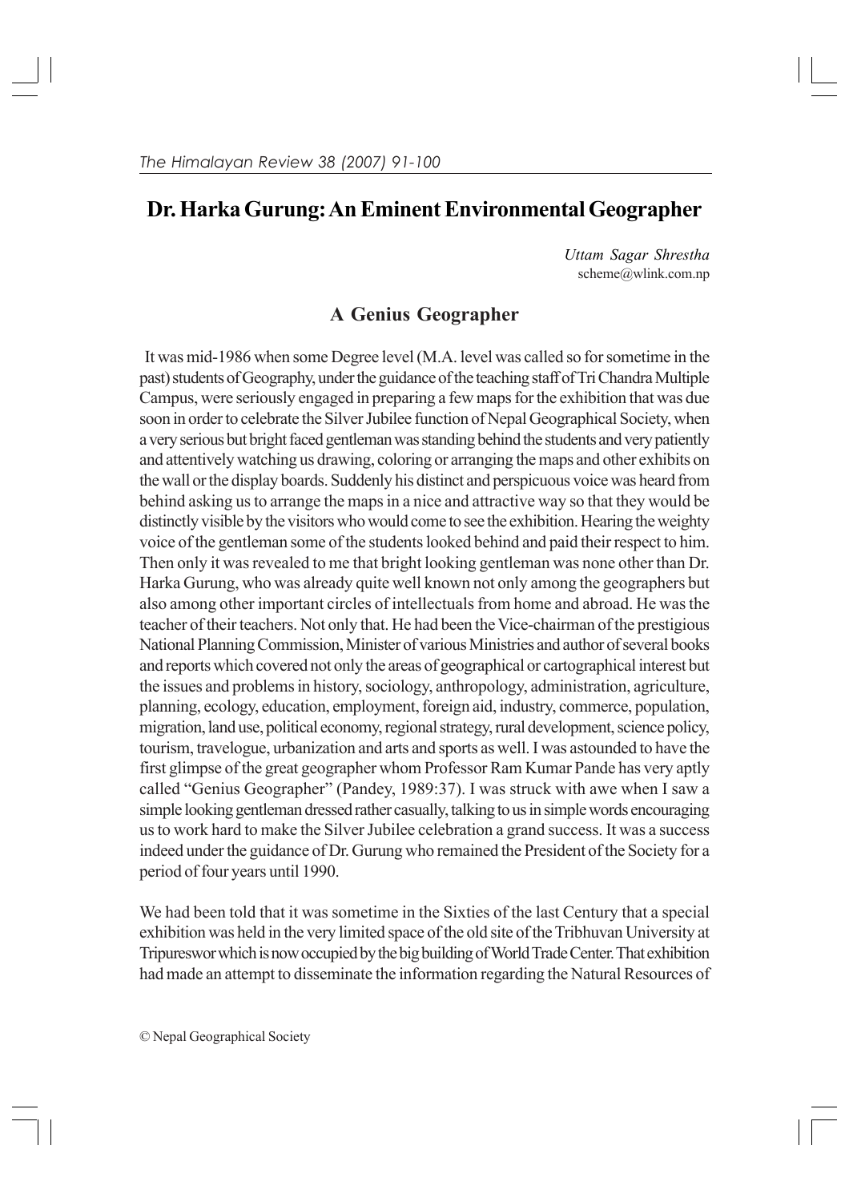# Dr. Harka Gurung: An Eminent Environmental Geographer

*Uttam Sagar Shrestha*
scheme@wlink.com.np

## A Genius Geographer

It was mid-1986 when some Degree level (M.A. level was called so for sometime in the past) students of Geography, under the guidance of the teaching staff of Tri Chandra Multiple Campus, were seriously engaged in preparing a few maps for the exhibition that was due soon in order to celebrate the Silver Jubilee function of Nepal Geographical Society, when a very serious but bright faced gentleman was standing behind the students and very patiently and attentively watching us drawing, coloring or arranging the maps and other exhibits on the wall or the display boards. Suddenly his distinct and perspicuous voice was heard from behind asking us to arrange the maps in a nice and attractive way so that they would be distinctly visible by the visitors who would come to see the exhibition. Hearing the weighty voice of the gentleman some of the students looked behind and paid their respect to him. Then only it was revealed to me that bright looking gentleman was none other than Dr. Harka Gurung, who was already quite well known not only among the geographers but also among other important circles of intellectuals from home and abroad. He was the teacher of their teachers. Not only that. He had been the Vice-chairman of the prestigious National Planning Commission, Minister of various Ministries and author of several books and reports which covered not only the areas of geographical or cartographical interest but the issues and problems in history, sociology, anthropology, administration, agriculture, planning, ecology, education, employment, foreign aid, industry, commerce, population, migration, land use, political economy, regional strategy, rural development, science policy, tourism, travelogue, urbanization and arts and sports as well. I was astounded to have the first glimpse of the great geographer whom Professor Ram Kumar Pande has very aptly called "Genius Geographer" (Pandey, 1989:37). I was struck with awe when I saw a simple looking gentleman dressed rather casually, talking to us in simple words encouraging us to work hard to make the Silver Jubilee celebration a grand success. It was a success indeed under the guidance of Dr. Gurung who remained the President of the Society for a period of four years until 1990.

We had been told that it was sometime in the Sixties of the last Century that a special exhibition was held in the very limited space of the old site of the Tribhuvan University at Tripureswor which is now occupied by the big building of World Trade Center. That exhibition had made an attempt to disseminate the information regarding the Natural Resources of

© Nepal Geographical Society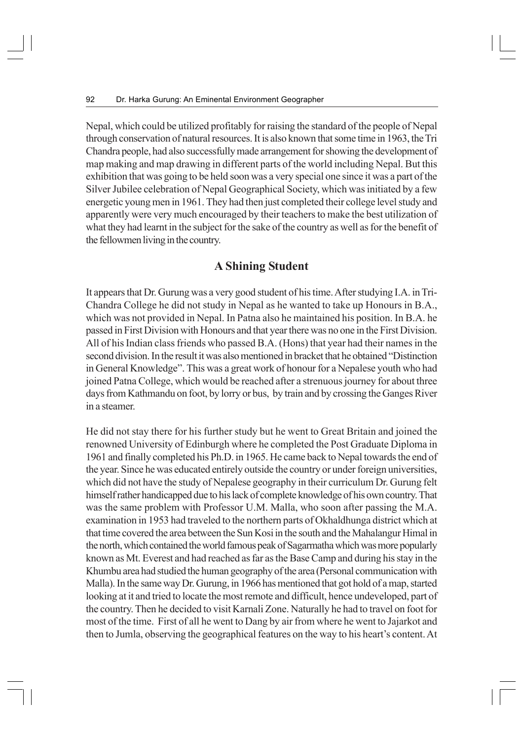Nepal, which could be utilized profitably for raising the standard of the people of Nepal through conservation of natural resources. It is also known that some time in 1963, the Tri Chandra people, had also successfully made arrangement for showing the development of map making and map drawing in different parts of the world including Nepal. But this exhibition that was going to be held soon was a very special one since it was a part of the Silver Jubilee celebration of Nepal Geographical Society, which was initiated by a few energetic young men in 1961. They had then just completed their college level study and apparently were very much encouraged by their teachers to make the best utilization of what they had learnt in the subject for the sake of the country as well as for the benefit of the fellowmen living in the country.

## A Shining Student

It appears that Dr. Gurung was a very good student of his time. After studying I.A. in Tri-Chandra College he did not study in Nepal as he wanted to take up Honours in B.A., which was not provided in Nepal. In Patna also he maintained his position. In B.A. he passed in First Division with Honours and that year there was no one in the First Division. All of his Indian class friends who passed B.A. (Hons) that year had their names in the second division. In the result it was also mentioned in bracket that he obtained "Distinction in General Knowledge". This was a great work of honour for a Nepalese youth who had joined Patna College, which would be reached after a strenuous journey for about three days from Kathmandu on foot, by lorry or bus, by train and by crossing the Ganges River in a steamer.

He did not stay there for his further study but he went to Great Britain and joined the renowned University of Edinburgh where he completed the Post Graduate Diploma in 1961 and finally completed his Ph.D. in 1965. He came back to Nepal towards the end of the year. Since he was educated entirely outside the country or under foreign universities, which did not have the study of Nepalese geography in their curriculum Dr. Gurung felt himself rather handicapped due to his lack of complete knowledge of his own country. That was the same problem with Professor U.M. Malla, who soon after passing the M.A. examination in 1953 had traveled to the northern parts of Okhaldhunga district which at that time covered the area between the Sun Kosi in the south and the Mahalangur Himal in the north, which contained the world famous peak of Sagarmatha which was more popularly known as Mt. Everest and had reached as far as the Base Camp and during his stay in the Khumbu area had studied the human geography of the area (Personal communication with Malla). In the same way Dr. Gurung, in 1966 has mentioned that got hold of a map, started looking at it and tried to locate the most remote and difficult, hence undeveloped, part of the country. Then he decided to visit Karnali Zone. Naturally he had to travel on foot for most of the time. First of all he went to Dang by air from where he went to Jajarkot and then to Jumla, observing the geographical features on the way to his heart's content. At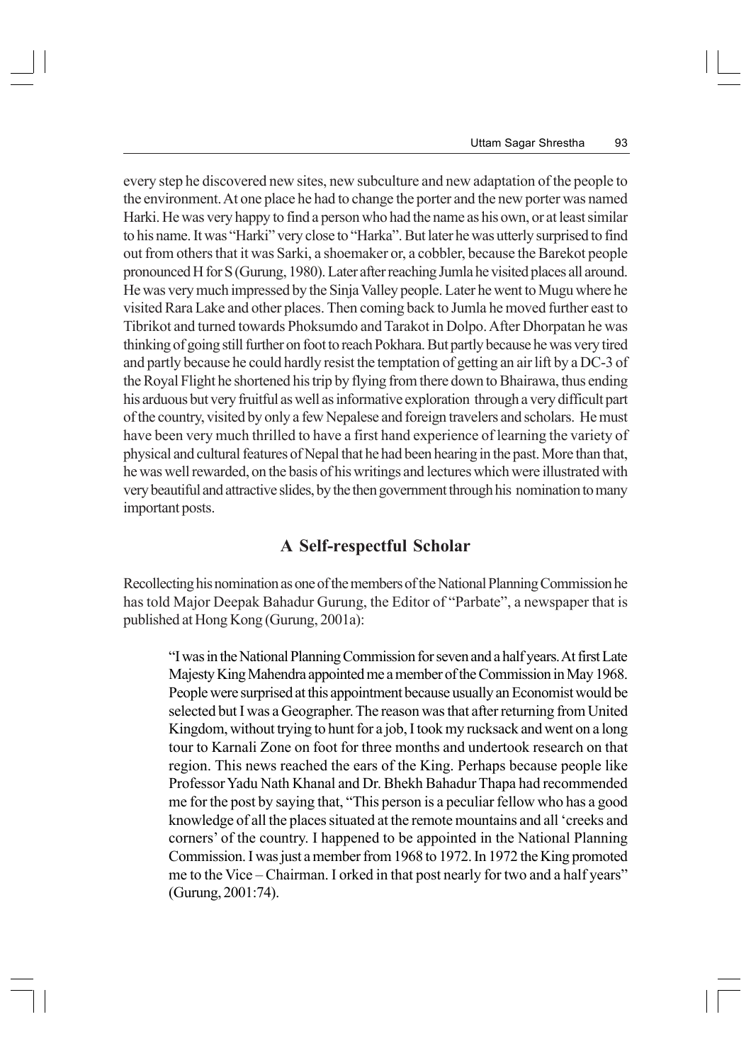every step he discovered new sites, new subculture and new adaptation of the people to the environment. At one place he had to change the porter and the new porter was named Harki. He was very happy to find a person who had the name as his own, or at least similar to his name. It was "Harki" very close to "Harka". But later he was utterly surprised to find out from others that it was Sarki, a shoemaker or, a cobbler, because the Barekot people pronounced H for S (Gurung, 1980). Later after reaching Jumla he visited places all around. He was very much impressed by the Sinja Valley people. Later he went to Mugu where he visited Rara Lake and other places. Then coming back to Jumla he moved further east to Tibrikot and turned towards Phoksumdo and Tarakot in Dolpo. After Dhorpatan he was thinking of going still further on foot to reach Pokhara. But partly because he was very tired and partly because he could hardly resist the temptation of getting an air lift by a DC-3 of the Royal Flight he shortened his trip by flying from there down to Bhairawa, thus ending his arduous but very fruitful as well as informative exploration through a very difficult part of the country, visited by only a few Nepalese and foreign travelers and scholars. He must have been very much thrilled to have a first hand experience of learning the variety of physical and cultural features of Nepal that he had been hearing in the past. More than that, he was well rewarded, on the basis of his writings and lectures which were illustrated with very beautiful and attractive slides, by the then government through his nomination to many important posts.

## A Self-respectful Scholar

Recollecting his nomination as one of the members of the National Planning Commission he has told Major Deepak Bahadur Gurung, the Editor of "Parbate", a newspaper that is published at Hong Kong (Gurung, 2001a):

> "I was in the National Planning Commission for seven and a half years. At first Late Majesty King Mahendra appointed me a member of the Commission in May 1968. People were surprised at this appointment because usually an Economist would be selected but I was a Geographer. The reason was that after returning from United Kingdom, without trying to hunt for a job, I took my rucksack and went on a long tour to Karnali Zone on foot for three months and undertook research on that region. This news reached the ears of the King. Perhaps because people like Professor Yadu Nath Khanal and Dr. Bhekh Bahadur Thapa had recommended me for the post by saying that, "This person is a peculiar fellow who has a good knowledge of all the places situated at the remote mountains and all 'creeks and corners' of the country. I happened to be appointed in the National Planning Commission. I was just a member from 1968 to 1972. In 1972 the King promoted me to the Vice – Chairman. I orked in that post nearly for two and a half years" (Gurung, 2001:74).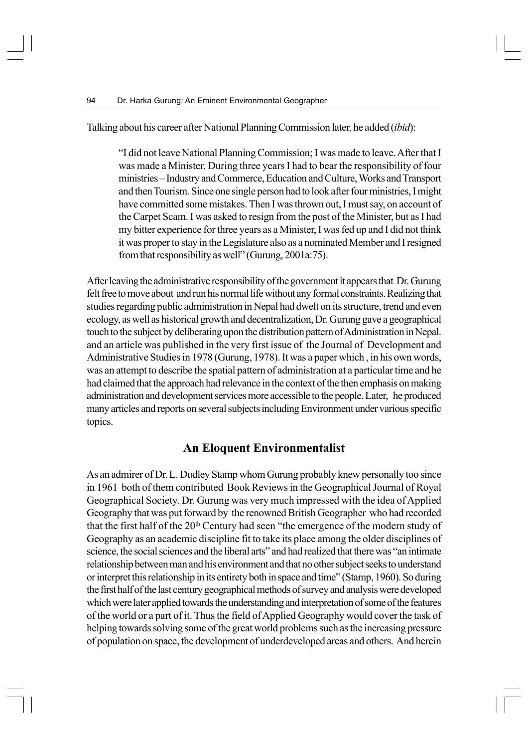Talking about his career after National Planning Commission later, he added (*ibid*):

> "I did not leave National Planning Commission; I was made to leave. After that I was made a Minister. During three years I had to bear the responsibility of four ministries – Industry and Commerce, Education and Culture, Works and Transport and then Tourism. Since one single person had to look after four ministries, I might have committed some mistakes. Then I was thrown out, I must say, on account of the Carpet Scam. I was asked to resign from the post of the Minister, but as I had my bitter experience for three years as a Minister, I was fed up and I did not think it was proper to stay in the Legislature also as a nominated Member and I resigned from that responsibility as well" (Gurung, 2001a:75).

After leaving the administrative responsibility of the government it appears that Dr. Gurung felt free to move about and run his normal life without any formal constraints. Realizing that studies regarding public administration in Nepal had dwelt on its structure, trend and even ecology, as well as historical growth and decentralization, Dr. Gurung gave a geographical touch to the subject by deliberating upon the distribution pattern of Administration in Nepal. and an article was published in the very first issue of the Journal of Development and Administrative Studies in 1978 (Gurung, 1978). It was a paper which , in his own words, was an attempt to describe the spatial pattern of administration at a particular time and he had claimed that the approach had relevance in the context of the then emphasis on making administration and development services more accessible to the people. Later, he produced many articles and reports on several subjects including Environment under various specific topics.

## An Eloquent Environmentalist

As an admirer of Dr. L. Dudley Stamp whom Gurung probably knew personally too since in 1961 both of them contributed Book Reviews in the Geographical Journal of Royal Geographical Society. Dr. Gurung was very much impressed with the idea of Applied Geography that was put forward by the renowned British Geographer who had recorded that the first half of the 20th Century had seen "the emergence of the modern study of Geography as an academic discipline fit to take its place among the older disciplines of science, the social sciences and the liberal arts" and had realized that there was "an intimate relationship between man and his environment and that no other subject seeks to understand or interpret this relationship in its entirety both in space and time" (Stamp, 1960). So during the first half of the last century geographical methods of survey and analysis were developed which were later applied towards the understanding and interpretation of some of the features of the world or a part of it. Thus the field of Applied Geography would cover the task of helping towards solving some of the great world problems such as the increasing pressure of population on space, the development of underdeveloped areas and others. And herein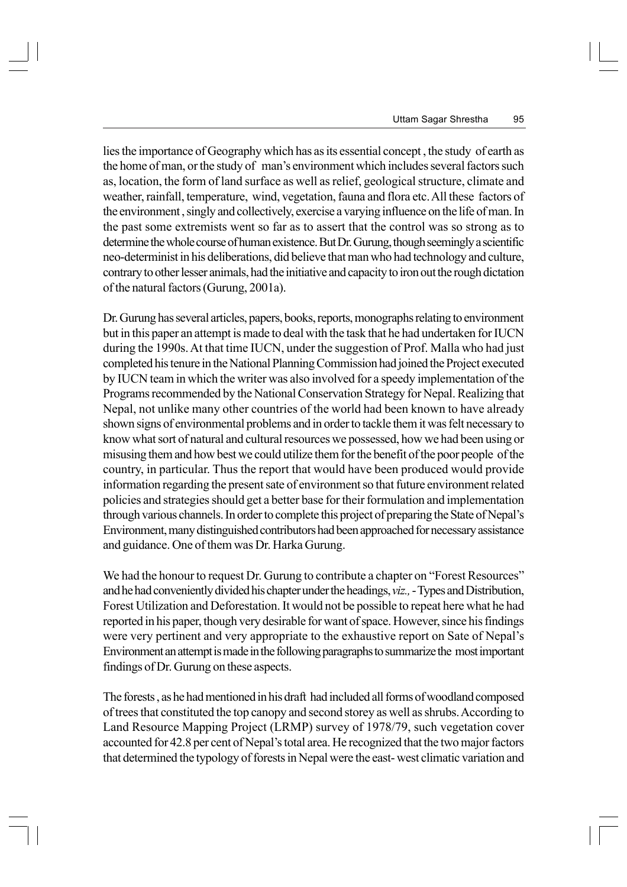lies the importance of Geography which has as its essential concept , the study of earth as the home of man, or the study of man's environment which includes several factors such as, location, the form of land surface as well as relief, geological structure, climate and weather, rainfall, temperature, wind, vegetation, fauna and flora etc. All these factors of the environment , singly and collectively, exercise a varying influence on the life of man. In the past some extremists went so far as to assert that the control was so strong as to determine the whole course of human existence. But Dr. Gurung, though seemingly a scientific neo-determinist in his deliberations, did believe that man who had technology and culture, contrary to other lesser animals, had the initiative and capacity to iron out the rough dictation of the natural factors (Gurung, 2001a).

Dr. Gurung has several articles, papers, books, reports, monographs relating to environment but in this paper an attempt is made to deal with the task that he had undertaken for IUCN during the 1990s. At that time IUCN, under the suggestion of Prof. Malla who had just completed his tenure in the National Planning Commission had joined the Project executed by IUCN team in which the writer was also involved for a speedy implementation of the Programs recommended by the National Conservation Strategy for Nepal. Realizing that Nepal, not unlike many other countries of the world had been known to have already shown signs of environmental problems and in order to tackle them it was felt necessary to know what sort of natural and cultural resources we possessed, how we had been using or misusing them and how best we could utilize them for the benefit of the poor people of the country, in particular. Thus the report that would have been produced would provide information regarding the present sate of environment so that future environment related policies and strategies should get a better base for their formulation and implementation through various channels. In order to complete this project of preparing the State of Nepal's Environment, many distinguished contributors had been approached for necessary assistance and guidance. One of them was Dr. Harka Gurung.

We had the honour to request Dr. Gurung to contribute a chapter on "Forest Resources" and he had conveniently divided his chapter under the headings, *viz.,* - Types and Distribution, Forest Utilization and Deforestation. It would not be possible to repeat here what he had reported in his paper, though very desirable for want of space. However, since his findings were very pertinent and very appropriate to the exhaustive report on Sate of Nepal's Environment an attempt is made in the following paragraphs to summarize the most important findings of Dr. Gurung on these aspects.

The forests , as he had mentioned in his draft had included all forms of woodland composed of trees that constituted the top canopy and second storey as well as shrubs. According to Land Resource Mapping Project (LRMP) survey of 1978/79, such vegetation cover accounted for 42.8 per cent of Nepal's total area. He recognized that the two major factors that determined the typology of forests in Nepal were the east- west climatic variation and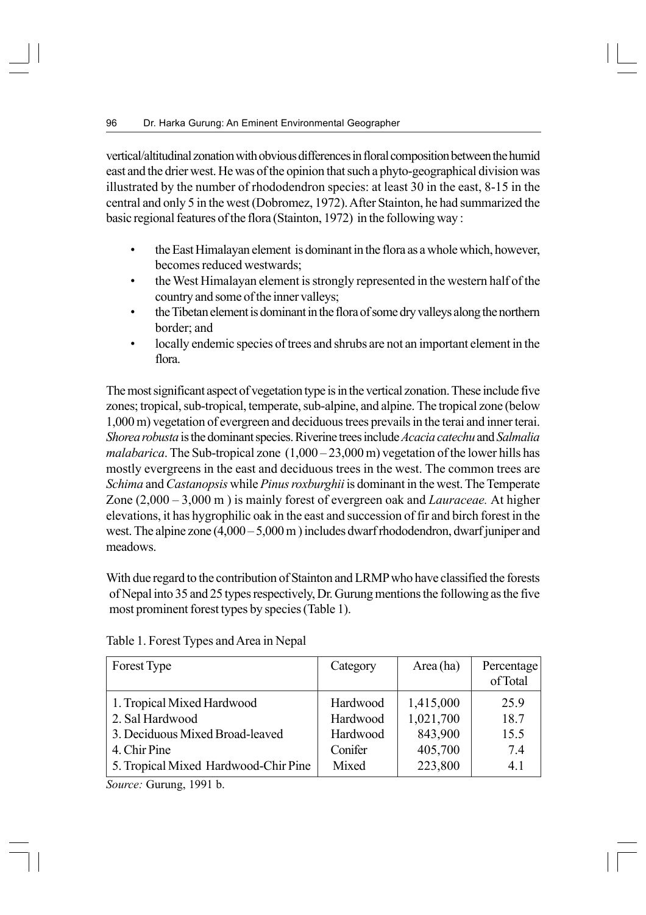vertical/altitudinal zonation with obvious differences in floral composition between the humid east and the drier west. He was of the opinion that such a phyto-geographical division was illustrated by the number of rhododendron species: at least 30 in the east, 8-15 in the central and only 5 in the west (Dobromez, 1972). After Stainton, he had summarized the basic regional features of the flora (Stainton, 1972) in the following way :

- the East Himalayan element is dominant in the flora as a whole which, however, becomes reduced westwards;
- the West Himalayan element is strongly represented in the western half of the country and some of the inner valleys;
- the Tibetan element is dominant in the flora of some dry valleys along the northern border; and
- locally endemic species of trees and shrubs are not an important element in the flora.

The most significant aspect of vegetation type is in the vertical zonation. These include five zones; tropical, sub-tropical, temperate, sub-alpine, and alpine. The tropical zone (below 1,000 m) vegetation of evergreen and deciduous trees prevails in the terai and inner terai. *Shorea robusta* is the dominant species. Riverine trees include *Acacia catechu* and *Salmalia malabarica*. The Sub-tropical zone (1,000 – 23,000 m) vegetation of the lower hills has mostly evergreens in the east and deciduous trees in the west. The common trees are *Schima* and *Castanopsis* while *Pinus roxburghii* is dominant in the west. The Temperate Zone (2,000 – 3,000 m ) is mainly forest of evergreen oak and *Lauraceae.* At higher elevations, it has hygrophilic oak in the east and succession of fir and birch forest in the west. The alpine zone (4,000 – 5,000 m ) includes dwarf rhododendron, dwarf juniper and meadows.

With due regard to the contribution of Stainton and LRMP who have classified the forests of Nepal into 35 and 25 types respectively, Dr. Gurung mentions the following as the five most prominent forest types by species (Table 1).

Table 1. Forest Types and Area in Nepal

| Forest Type | Category | Area (ha) | Percentage of Total |
|---|---|---|---|
| 1. Tropical Mixed Hardwood | Hardwood | 1,415,000 | 25.9 |
| 2. Sal Hardwood | Hardwood | 1,021,700 | 18.7 |
| 3. Deciduous Mixed Broad-leaved | Hardwood | 843,900 | 15.5 |
| 4. Chir Pine | Conifer | 405,700 | 7.4 |
| 5. Tropical Mixed Hardwood-Chir Pine | Mixed | 223,800 | 4.1 |

*Source:* Gurung, 1991 b.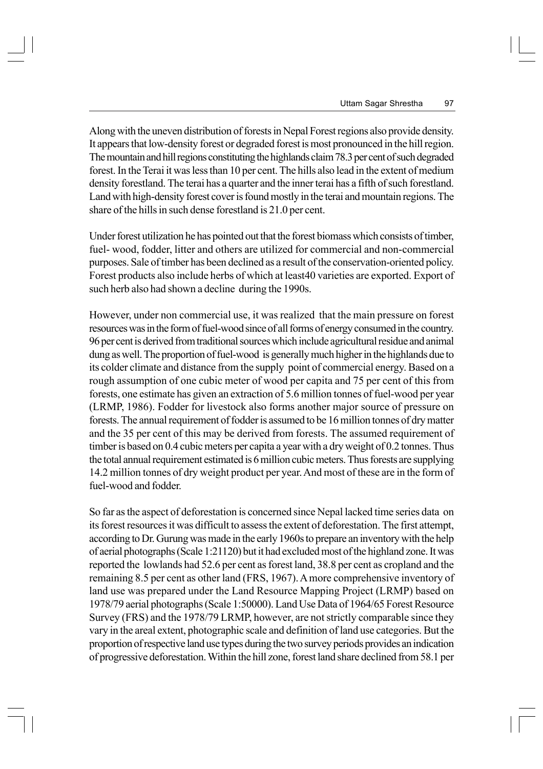Along with the uneven distribution of forests in Nepal Forest regions also provide density. It appears that low-density forest or degraded forest is most pronounced in the hill region. The mountain and hill regions constituting the highlands claim 78.3 per cent of such degraded forest. In the Terai it was less than 10 per cent. The hills also lead in the extent of medium density forestland. The terai has a quarter and the inner terai has a fifth of such forestland. Land with high-density forest cover is found mostly in the terai and mountain regions. The share of the hills in such dense forestland is 21.0 per cent.

Under forest utilization he has pointed out that the forest biomass which consists of timber, fuel- wood, fodder, litter and others are utilized for commercial and non-commercial purposes. Sale of timber has been declined as a result of the conservation-oriented policy. Forest products also include herbs of which at least40 varieties are exported. Export of such herb also had shown a decline during the 1990s.

However, under non commercial use, it was realized that the main pressure on forest resources was in the form of fuel-wood since of all forms of energy consumed in the country. 96 per cent is derived from traditional sources which include agricultural residue and animal dung as well. The proportion of fuel-wood is generally much higher in the highlands due to its colder climate and distance from the supply point of commercial energy. Based on a rough assumption of one cubic meter of wood per capita and 75 per cent of this from forests, one estimate has given an extraction of 5.6 million tonnes of fuel-wood per year (LRMP, 1986). Fodder for livestock also forms another major source of pressure on forests. The annual requirement of fodder is assumed to be 16 million tonnes of dry matter and the 35 per cent of this may be derived from forests. The assumed requirement of timber is based on 0.4 cubic meters per capita a year with a dry weight of 0.2 tonnes. Thus the total annual requirement estimated is 6 million cubic meters. Thus forests are supplying 14.2 million tonnes of dry weight product per year. And most of these are in the form of fuel-wood and fodder.

So far as the aspect of deforestation is concerned since Nepal lacked time series data on its forest resources it was difficult to assess the extent of deforestation. The first attempt, according to Dr. Gurung was made in the early 1960s to prepare an inventory with the help of aerial photographs (Scale 1:21120) but it had excluded most of the highland zone. It was reported the lowlands had 52.6 per cent as forest land, 38.8 per cent as cropland and the remaining 8.5 per cent as other land (FRS, 1967). A more comprehensive inventory of land use was prepared under the Land Resource Mapping Project (LRMP) based on 1978/79 aerial photographs (Scale 1:50000). Land Use Data of 1964/65 Forest Resource Survey (FRS) and the 1978/79 LRMP, however, are not strictly comparable since they vary in the areal extent, photographic scale and definition of land use categories. But the proportion of respective land use types during the two survey periods provides an indication of progressive deforestation. Within the hill zone, forest land share declined from 58.1 per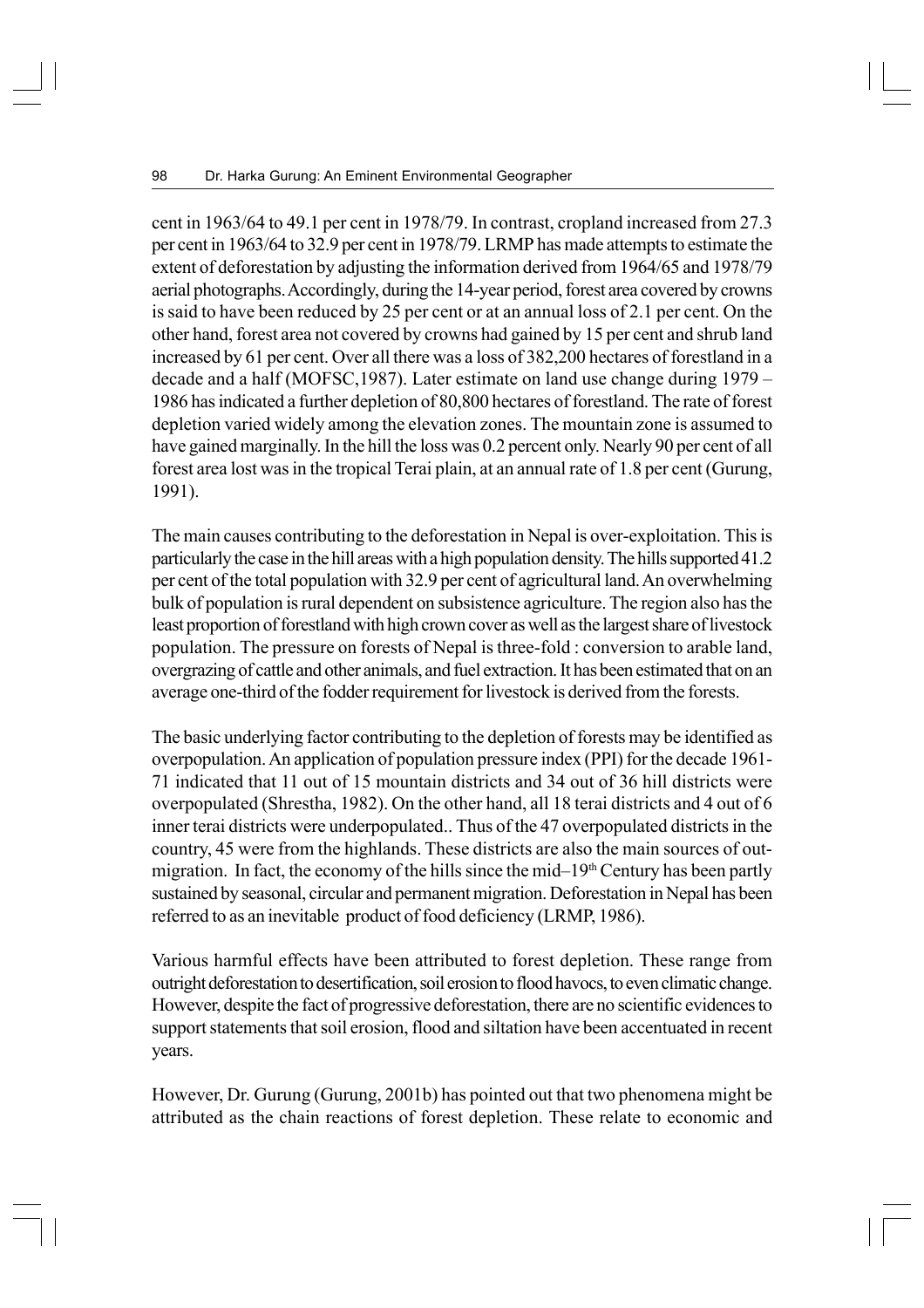cent in 1963/64 to 49.1 per cent in 1978/79. In contrast, cropland increased from 27.3 per cent in 1963/64 to 32.9 per cent in 1978/79. LRMP has made attempts to estimate the extent of deforestation by adjusting the information derived from 1964/65 and 1978/79 aerial photographs. Accordingly, during the 14-year period, forest area covered by crowns is said to have been reduced by 25 per cent or at an annual loss of 2.1 per cent. On the other hand, forest area not covered by crowns had gained by 15 per cent and shrub land increased by 61 per cent. Over all there was a loss of 382,200 hectares of forestland in a decade and a half (MOFSC,1987). Later estimate on land use change during 1979 – 1986 has indicated a further depletion of 80,800 hectares of forestland. The rate of forest depletion varied widely among the elevation zones. The mountain zone is assumed to have gained marginally. In the hill the loss was 0.2 percent only. Nearly 90 per cent of all forest area lost was in the tropical Terai plain, at an annual rate of 1.8 per cent (Gurung, 1991).

The main causes contributing to the deforestation in Nepal is over-exploitation. This is particularly the case in the hill areas with a high population density. The hills supported 41.2 per cent of the total population with 32.9 per cent of agricultural land. An overwhelming bulk of population is rural dependent on subsistence agriculture. The region also has the least proportion of forestland with high crown cover as well as the largest share of livestock population. The pressure on forests of Nepal is three-fold : conversion to arable land, overgrazing of cattle and other animals, and fuel extraction. It has been estimated that on an average one-third of the fodder requirement for livestock is derived from the forests.

The basic underlying factor contributing to the depletion of forests may be identified as overpopulation. An application of population pressure index (PPI) for the decade 1961-71 indicated that 11 out of 15 mountain districts and 34 out of 36 hill districts were overpopulated (Shrestha, 1982). On the other hand, all 18 terai districts and 4 out of 6 inner terai districts were underpopulated.. Thus of the 47 overpopulated districts in the country, 45 were from the highlands. These districts are also the main sources of out-migration. In fact, the economy of the hills since the mid–19th Century has been partly sustained by seasonal, circular and permanent migration. Deforestation in Nepal has been referred to as an inevitable product of food deficiency (LRMP, 1986).

Various harmful effects have been attributed to forest depletion. These range from outright deforestation to desertification, soil erosion to flood havocs, to even climatic change. However, despite the fact of progressive deforestation, there are no scientific evidences to support statements that soil erosion, flood and siltation have been accentuated in recent years.

However, Dr. Gurung (Gurung, 2001b) has pointed out that two phenomena might be attributed as the chain reactions of forest depletion. These relate to economic and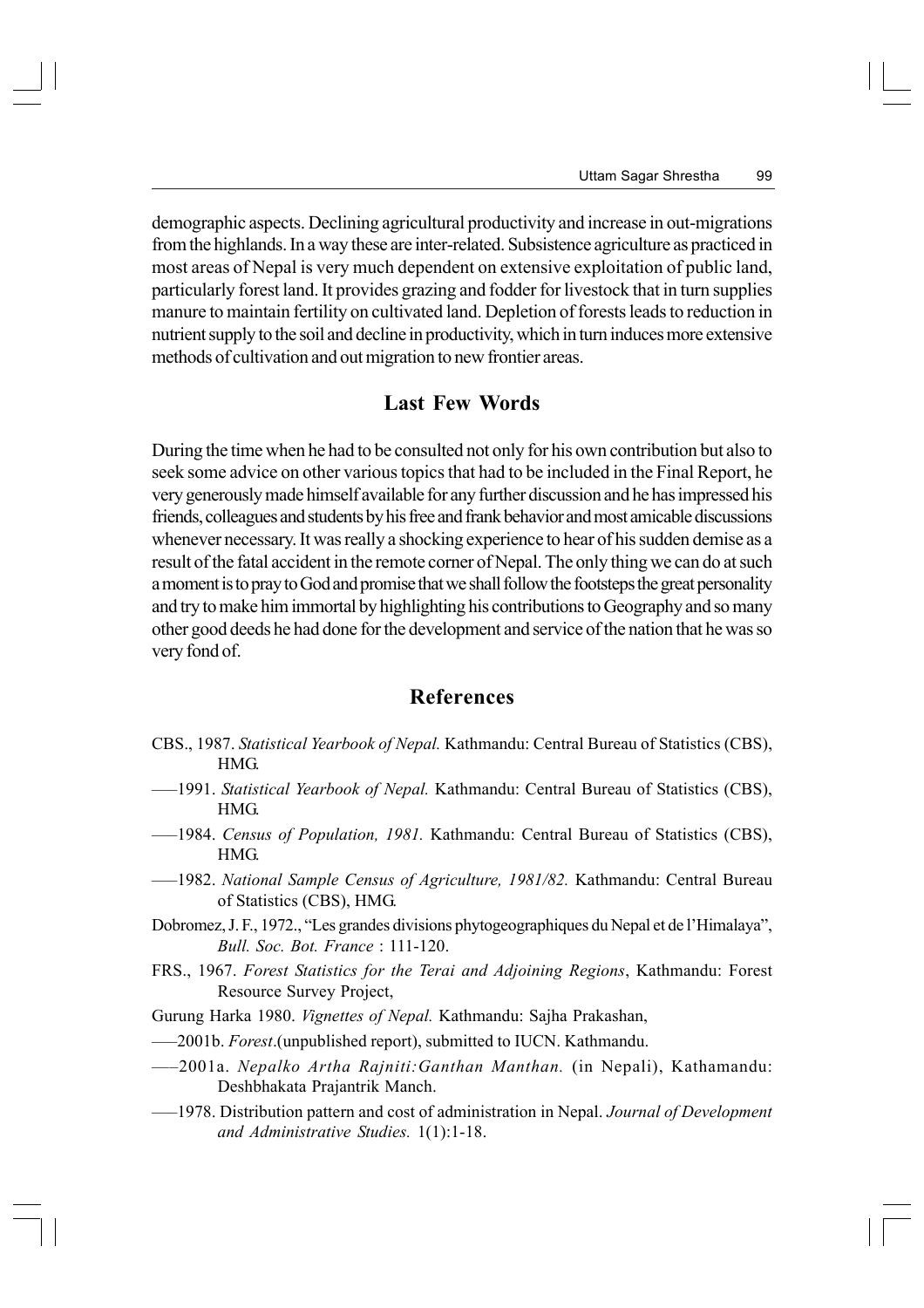demographic aspects. Declining agricultural productivity and increase in out-migrations from the highlands. In a way these are inter-related. Subsistence agriculture as practiced in most areas of Nepal is very much dependent on extensive exploitation of public land, particularly forest land. It provides grazing and fodder for livestock that in turn supplies manure to maintain fertility on cultivated land. Depletion of forests leads to reduction in nutrient supply to the soil and decline in productivity, which in turn induces more extensive methods of cultivation and out migration to new frontier areas.

## Last Few Words

During the time when he had to be consulted not only for his own contribution but also to seek some advice on other various topics that had to be included in the Final Report, he very generously made himself available for any further discussion and he has impressed his friends, colleagues and students by his free and frank behavior and most amicable discussions whenever necessary. It was really a shocking experience to hear of his sudden demise as a result of the fatal accident in the remote corner of Nepal. The only thing we can do at such a moment is to pray to God and promise that we shall follow the footsteps the great personality and try to make him immortal by highlighting his contributions to Geography and so many other good deeds he had done for the development and service of the nation that he was so very fond of.

## References

CBS., 1987. *Statistical Yearbook of Nepal.* Kathmandu: Central Bureau of Statistics (CBS), HMG.

—–1991. *Statistical Yearbook of Nepal.* Kathmandu: Central Bureau of Statistics (CBS), HMG.

—–1984. *Census of Population, 1981.* Kathmandu: Central Bureau of Statistics (CBS), HMG.

—–1982. *National Sample Census of Agriculture, 1981/82.* Kathmandu: Central Bureau of Statistics (CBS), HMG.

Dobromez, J. F., 1972., "Les grandes divisions phytogeographiques du Nepal et de l'Himalaya", *Bull. Soc. Bot. France* : 111-120.

FRS., 1967. *Forest Statistics for the Terai and Adjoining Regions*, Kathmandu: Forest Resource Survey Project,

Gurung Harka 1980. *Vignettes of Nepal.* Kathmandu: Sajha Prakashan,

—–2001b. *Forest*.(unpublished report), submitted to IUCN. Kathmandu.

—–2001a. *Nepalko Artha Rajniti:Ganthan Manthan.* (in Nepali), Kathamandu: Deshbhakata Prajantrik Manch.

—–1978. Distribution pattern and cost of administration in Nepal. *Journal of Development and Administrative Studies.* 1(1):1-18.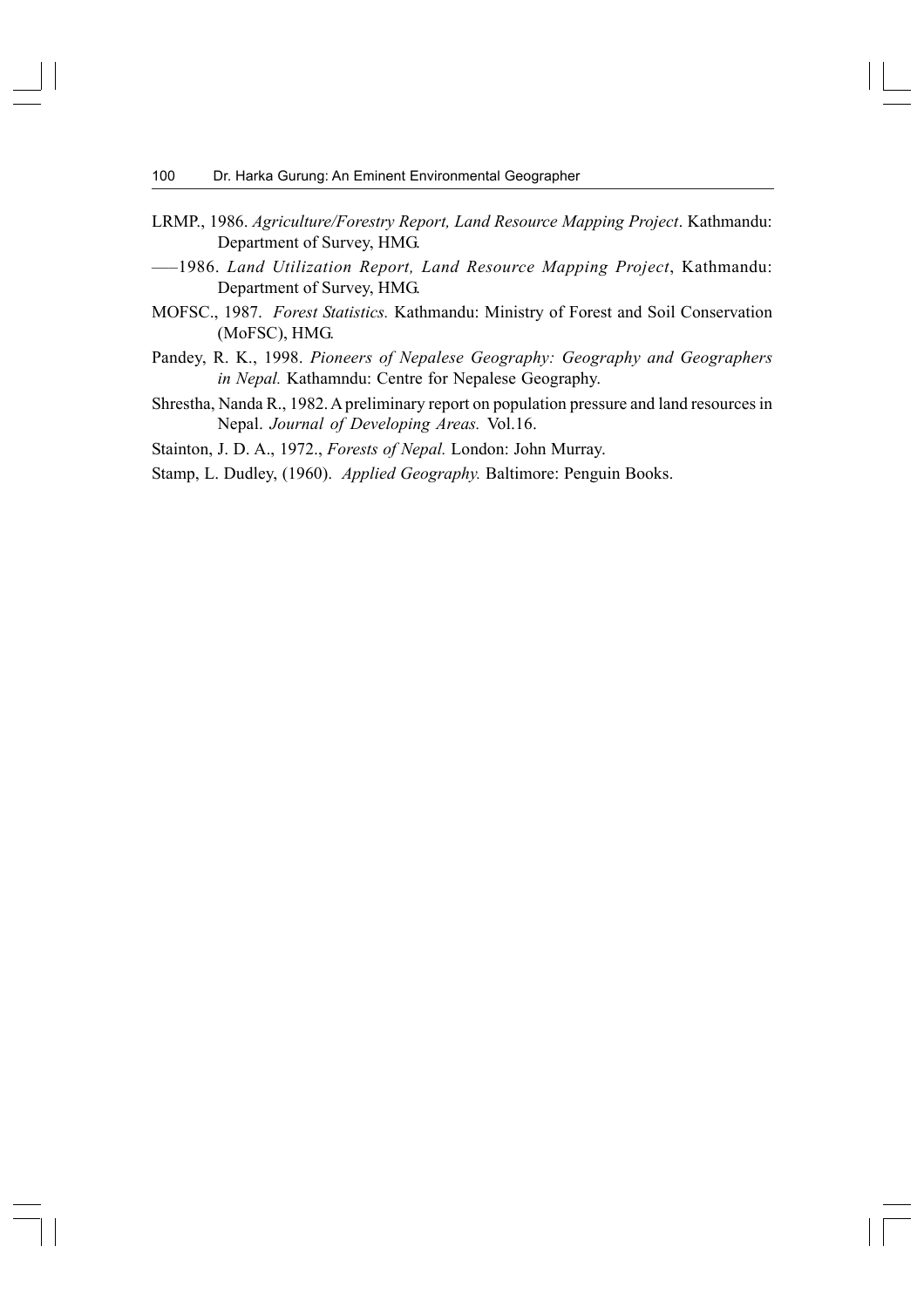LRMP., 1986. *Agriculture/Forestry Report, Land Resource Mapping Project*. Kathmandu: Department of Survey, HMG.

——1986. *Land Utilization Report, Land Resource Mapping Project*, Kathmandu: Department of Survey, HMG.

MOFSC., 1987. *Forest Statistics.* Kathmandu: Ministry of Forest and Soil Conservation (MoFSC), HMG.

Pandey, R. K., 1998. *Pioneers of Nepalese Geography: Geography and Geographers in Nepal.* Kathamndu: Centre for Nepalese Geography.

Shrestha, Nanda R., 1982. A preliminary report on population pressure and land resources in Nepal. *Journal of Developing Areas.* Vol.16.

Stainton, J. D. A., 1972., *Forests of Nepal.* London: John Murray.

Stamp, L. Dudley, (1960). *Applied Geography.* Baltimore: Penguin Books.